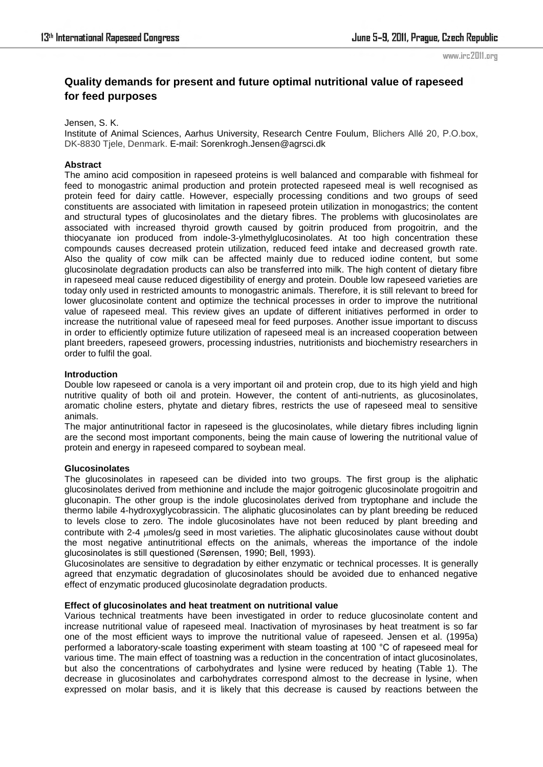# Quality demands for present and future optimal nutritional value of rapeseed for feed purposes

Jensen, S. K.

Institute of Animal Sciences, Aarhus University, Research Centre Foulum, Blichers Allé 20, P.O.box, DK-8830 Tjele, Denmark. E-mail: Sorenkrogh.Jensen@agrsci.dk

## Abstract

The amino acid composition in rapeseed proteins is well balanced and comparable with fishmeal for feed to monogastric animal production and protein protected rapeseed meal is well recognised as protein feed for dairy cattle. However, especially processing conditions and two groups of seed constituents are associated with limitation in rapeseed protein utilization in monogastrics; the content and structural types of glucosinolates and the dietary fibres. The problems with glucosinolates are associated with increased thyroid growth caused by goitrin produced from progoitrin, and the thiocyanate ion produced from indole-3-ylmethylglucosinolates. At too high concentration these compounds causes decreased protein utilization, reduced feed intake and decreased growth rate. Also the quality of cow milk can be affected mainly due to reduced iodine content, but some glucosinolate degradation products can also be transferred into milk. The high content of dietary fibre in rapeseed meal cause reduced digestibility of energy and protein. Double low rapeseed varieties are today only used in restricted amounts to monogastric animals. Therefore, it is still relevant to breed for lower glucosinolate content and optimize the technical processes in order to improve the nutritional value of rapeseed meal. This review gives an update of different initiatives performed in order to increase the nutritional value of rapeseed meal for feed purposes. Another issue important to discuss in order to efficiently optimize future utilization of rapeseed meal is an increased cooperation between plant breeders, rapeseed growers, processing industries, nutritionists and biochemistry researchers in order to fulfil the goal.

## Introduction

Double low rapeseed or canola is a very important oil and protein crop, due to its high yield and high nutritive quality of both oil and protein. However, the content of anti-nutrients, as glucosinolates, aromatic choline esters, phytate and dietary fibres, restricts the use of rapeseed meal to sensitive animals.

The major antinutritional factor in rapeseed is the glucosinolates, while dietary fibres including lignin are the second most important components, being the main cause of lowering the nutritional value of protein and energy in rapeseed compared to soybean meal.

## Glucosinolates

The glucosinolates in rapeseed can be divided into two groups. The first group is the aliphatic glucosinolates derived from methionine and include the major goitrogenic glucosinolate progoitrin and gluconapin. The other group is the indole glucosinolates derived from tryptophane and include the thermo labile 4-hydroxyglycobrassicin. The aliphatic glucosinolates can by plant breeding be reduced to levels close to zero. The indole glucosinolates have not been reduced by plant breeding and contribute with 2-4 μmoles/g seed in most varieties. The aliphatic glucosinolates cause without doubt the most negative antinutritional effects on the animals, whereas the importance of the indole glucosinolates is still questioned (Sørensen, 1990; Bell, 1993).

Glucosinolates are sensitive to degradation by either enzymatic or technical processes. It is generally agreed that enzymatic degradation of glucosinolates should be avoided due to enhanced negative effect of enzymatic produced glucosinolate degradation products.

## Effect of glucosinolates and heat treatment on nutritional value

Various technical treatments have been investigated in order to reduce glucosinolate content and increase nutritional value of rapeseed meal. Inactivation of myrosinases by heat treatment is so far one of the most efficient ways to improve the nutritional value of rapeseed. Jensen et al. (1995a) performed a laboratory-scale toasting experiment with steam toasting at 100 °C of rapeseed meal for various time. The main effect of toastning was a reduction in the concentration of intact glucosinolates, but also the concentrations of carbohydrates and lysine were reduced by heating (Table 1). The decrease in glucosinolates and carbohydrates correspond almost to the decrease in lysine, when expressed on molar basis, and it is likely that this decrease is caused by reactions between the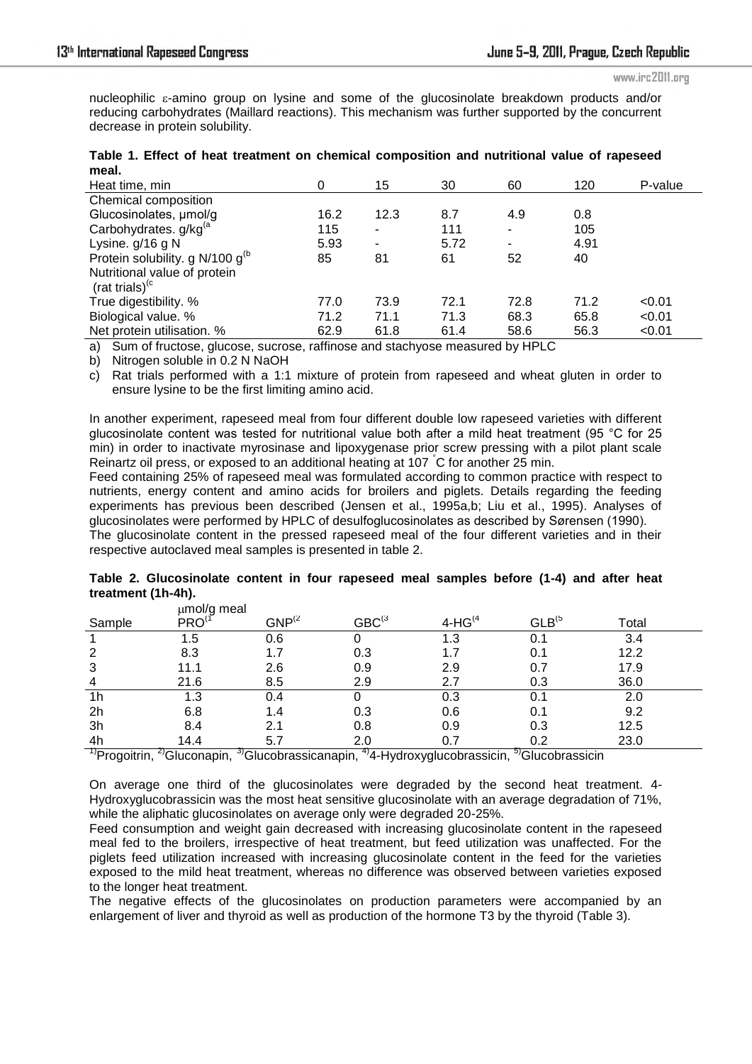nucleophilic ε-amino group on lysine and some of the glucosinolate breakdown products and/or reducing carbohydrates (Maillard reactions). This mechanism was further supported by the concurrent decrease in protein solubility.

**Table 1. Effect of heat treatment on chemical composition and nutritional value of rapeseed meal.**

| Heat time, min | 0 | 15 | 30 | 60 | 120 | P-value |
|---|---|---|---|---|---|---|
| Chemical composition | | | | | | |
| Glucosinolates, µmol/g | 16.2 | 12.3 | 8.7 | 4.9 | 0.8 | |
| Carbohydrates. g/kg[a] | 115 | - | 111 | - | 105 | |
| Lysine. g/16 g N | 5.93 | - | 5.72 | - | 4.91 | |
| Protein solubility. g N/100 g[b] | 85 | 81 | 61 | 52 | 40 | |
| Nutritional value of protein (rat trials)[c] | | | | | | |
| True digestibility. % | 77.0 | 73.9 | 72.1 | 72.8 | 71.2 | <0.01 |
| Biological value. % | 71.2 | 71.1 | 71.3 | 68.3 | 65.8 | <0.01 |
| Net protein utilisation. % | 62.9 | 61.8 | 61.4 | 58.6 | 56.3 | <0.01 |

a) Sum of fructose, glucose, sucrose, raffinose and stachyose measured by HPLC

b) Nitrogen soluble in 0.2 N NaOH

c) Rat trials performed with a 1:1 mixture of protein from rapeseed and wheat gluten in order to ensure lysine to be the first limiting amino acid.

In another experiment, rapeseed meal from four different double low rapeseed varieties with different glucosinolate content was tested for nutritional value both after a mild heat treatment (95 °C for 25 min) in order to inactivate myrosinase and lipoxygenase prior screw pressing with a pilot plant scale Reinartz oil press, or exposed to an additional heating at 107 °C for another 25 min.

Feed containing 25% of rapeseed meal was formulated according to common practice with respect to nutrients, energy content and amino acids for broilers and piglets. Details regarding the feeding experiments has previous been described (Jensen et al., 1995a,b; Liu et al., 1995). Analyses of glucosinolates were performed by HPLC of desulfoglucosinolates as described by Sørensen (1990).

The glucosinolate content in the pressed rapeseed meal of the four different varieties and in their respective autoclaved meal samples is presented in table 2.

**Table 2. Glucosinolate content in four rapeseed meal samples before (1-4) and after heat treatment (1h-4h).**

| Sample | µmol/g meal PRO[1] | GNP[2] | GBC[3] | 4-HG[4] | GLB[5] | Total |
|---|---|---|---|---|---|---|
| 1 | 1.5 | 0.6 | 0 | 1.3 | 0.1 | 3.4 |
| 2 | 8.3 | 1.7 | 0.3 | 1.7 | 0.1 | 12.2 |
| 3 | 11.1 | 2.6 | 0.9 | 2.9 | 0.7 | 17.9 |
| 4 | 21.6 | 8.5 | 2.9 | 2.7 | 0.3 | 36.0 |
| 1h | 1.3 | 0.4 | 0 | 0.3 | 0.1 | 2.0 |
| 2h | 6.8 | 1.4 | 0.3 | 0.6 | 0.1 | 9.2 |
| 3h | 8.4 | 2.1 | 0.8 | 0.9 | 0.3 | 12.5 |
| 4h | 14.4 | 5.7 | 2.0 | 0.7 | 0.2 | 23.0 |

[1]Progoitrin, [2]Gluconapin, [3]Glucobrassicanapin, [4]4-Hydroxyglucobrassicin, [5]Glucobrassicin

On average one third of the glucosinolates were degraded by the second heat treatment. 4-Hydroxyglucobrassicin was the most heat sensitive glucosinolate with an average degradation of 71%, while the aliphatic glucosinolates on average only were degraded 20-25%.

Feed consumption and weight gain decreased with increasing glucosinolate content in the rapeseed meal fed to the broilers, irrespective of heat treatment, but feed utilization was unaffected. For the piglets feed utilization increased with increasing glucosinolate content in the feed for the varieties exposed to the mild heat treatment, whereas no difference was observed between varieties exposed to the longer heat treatment.

The negative effects of the glucosinolates on production parameters were accompanied by an enlargement of liver and thyroid as well as production of the hormone T3 by the thyroid (Table 3).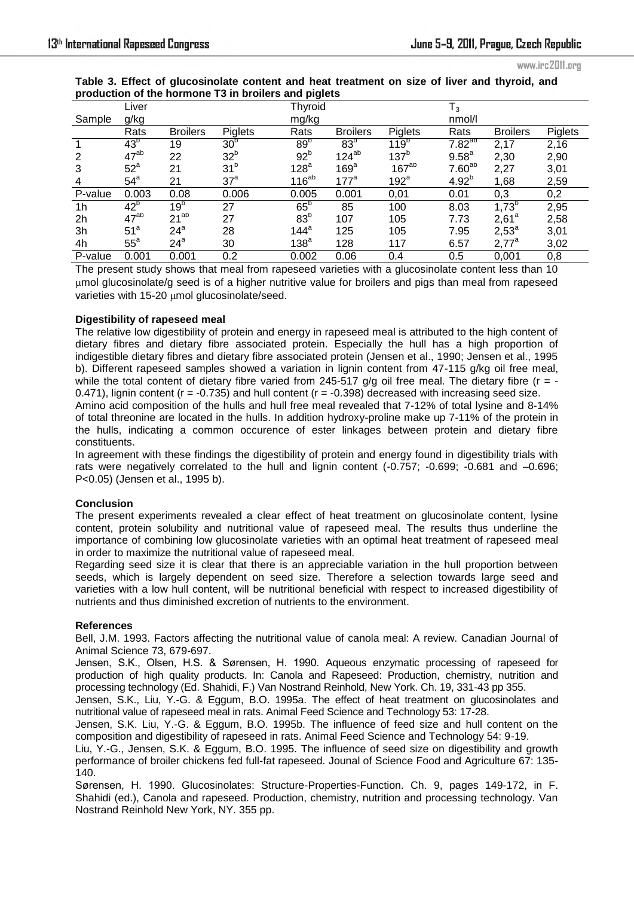**Table 3. Effect of glucosinolate content and heat treatment on size of liver and thyroid, and production of the hormone T3 in broilers and piglets**

| Sample | Liver g/kg | | | Thyroid mg/kg | | | $T_3$ nmol/l | | |
|---|---|---|---|---|---|---|---|---|---|
| | Rats | Broilers | Piglets | Rats | Broilers | Piglets | Rats | Broilers | Piglets |
| 1 | $43^b$ | 19 | $30^b$ | $89^b$ | $83^b$ | $119^b$ | $7.82^{ab}$ | 2,17 | 2,16 |
| 2 | $47^{ab}$ | 22 | $32^b$ | $92^b$ | $124^{ab}$ | $137^b$ | $9.58^a$ | 2,30 | 2,90 |
| 3 | $52^a$ | 21 | $31^b$ | $128^a$ | $169^a$ | $167^{ab}$ | $7.60^{ab}$ | 2,27 | 3,01 |
| 4 | $54^a$ | 21 | $37^a$ | $116^{ab}$ | $177^a$ | $192^a$ | $4.92^b$ | 1,68 | 2,59 |
| P-value | 0.003 | 0.08 | 0.006 | 0.005 | 0.001 | 0,01 | 0.01 | 0,3 | 0,2 |
| 1h | $42^b$ | $19^b$ | 27 | $65^b$ | 85 | 100 | 8.03 | $1,73^b$ | 2,95 |
| 2h | $47^{ab}$ | $21^{ab}$ | 27 | $83^b$ | 107 | 105 | 7.73 | $2,61^a$ | 2,58 |
| 3h | $51^a$ | $24^a$ | 28 | $144^a$ | 125 | 105 | 7.95 | $2,53^a$ | 3,01 |
| 4h | $55^a$ | $24^a$ | 30 | $138^a$ | 128 | 117 | 6.57 | $2,77^a$ | 3,02 |
| P-value | 0.001 | 0.001 | 0.2 | 0.002 | 0.06 | 0.4 | 0.5 | 0,001 | 0,8 |

The present study shows that meal from rapeseed varieties with a glucosinolate content less than 10 μmol glucosinolate/g seed is of a higher nutritive value for broilers and pigs than meal from rapeseed varieties with 15-20 μmol glucosinolate/seed.

### Digestibility of rapeseed meal

The relative low digestibility of protein and energy in rapeseed meal is attributed to the high content of dietary fibres and dietary fibre associated protein. Especially the hull has a high proportion of indigestible dietary fibres and dietary fibre associated protein (Jensen et al., 1990; Jensen et al., 1995 b). Different rapeseed samples showed a variation in lignin content from 47-115 g/kg oil free meal, while the total content of dietary fibre varied from 245-517 g/g oil free meal. The dietary fibre ($r = -0.471$), lignin content ($r = -0.735$) and hull content ($r = -0.398$) decreased with increasing seed size.

Amino acid composition of the hulls and hull free meal revealed that 7-12% of total lysine and 8-14% of total threonine are located in the hulls. In addition hydroxy-proline make up 7-11% of the protein in the hulls, indicating a common occurence of ester linkages between protein and dietary fibre constituents.

In agreement with these findings the digestibility of protein and energy found in digestibility trials with rats were negatively correlated to the hull and lignin content (-0.757; -0.699; -0.681 and –0.696; $P<0.05$) (Jensen et al., 1995 b).

### Conclusion

The present experiments revealed a clear effect of heat treatment on glucosinolate content, lysine content, protein solubility and nutritional value of rapeseed meal. The results thus underline the importance of combining low glucosinolate varieties with an optimal heat treatment of rapeseed meal in order to maximize the nutritional value of rapeseed meal.

Regarding seed size it is clear that there is an appreciable variation in the hull proportion between seeds, which is largely dependent on seed size. Therefore a selection towards large seed and varieties with a low hull content, will be nutritional beneficial with respect to increased digestibility of nutrients and thus diminished excretion of nutrients to the environment.

### References

Bell, J.M. 1993. Factors affecting the nutritional value of canola meal: A review. Canadian Journal of Animal Science 73, 679-697.

Jensen, S.K., Olsen, H.S. & Sørensen, H. 1990. Aqueous enzymatic processing of rapeseed for production of high quality products. In: Canola and Rapeseed: Production, chemistry, nutrition and processing technology (Ed. Shahidi, F.) Van Nostrand Reinhold, New York. Ch. 19, 331-43 pp 355.

Jensen, S.K., Liu, Y.-G. & Eggum, B.O. 1995a. The effect of heat treatment on glucosinolates and nutritional value of rapeseed meal in rats. Animal Feed Science and Technology 53: 17-28.

Jensen, S.K. Liu, Y.-G. & Eggum, B.O. 1995b. The influence of feed size and hull content on the composition and digestibility of rapeseed in rats. Animal Feed Science and Technology 54: 9-19.

Liu, Y.-G., Jensen, S.K. & Eggum, B.O. 1995. The influence of seed size on digestibility and growth performance of broiler chickens fed full-fat rapeseed. Jounal of Science Food and Agriculture 67: 135-140.

Sørensen, H. 1990. Glucosinolates: Structure-Properties-Function. Ch. 9, pages 149-172, in F. Shahidi (ed.), Canola and rapeseed. Production, chemistry, nutrition and processing technology. Van Nostrand Reinhold New York, NY. 355 pp.